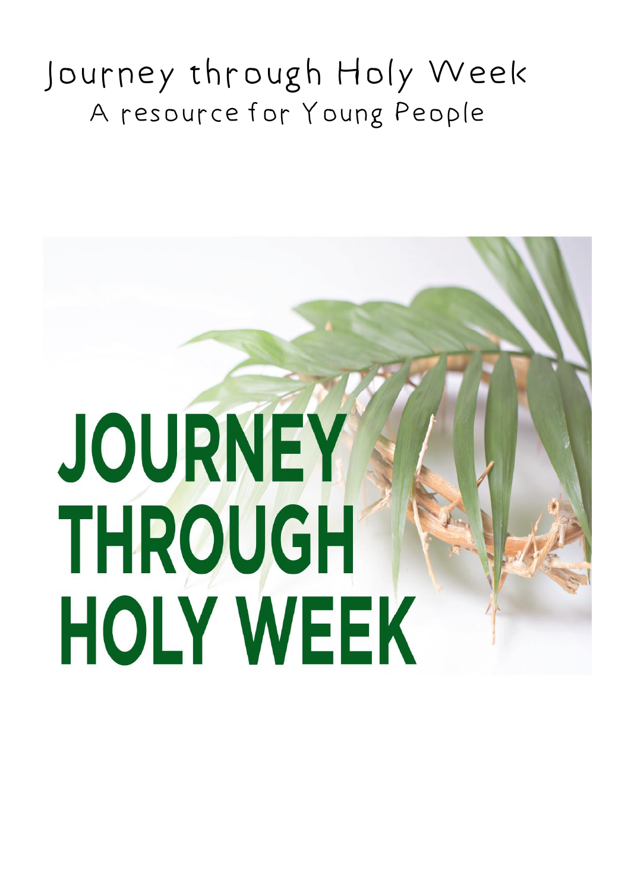# Journey through Holy Week

## A resource for Young People

JOURNEY THROUGH HOLY WEEK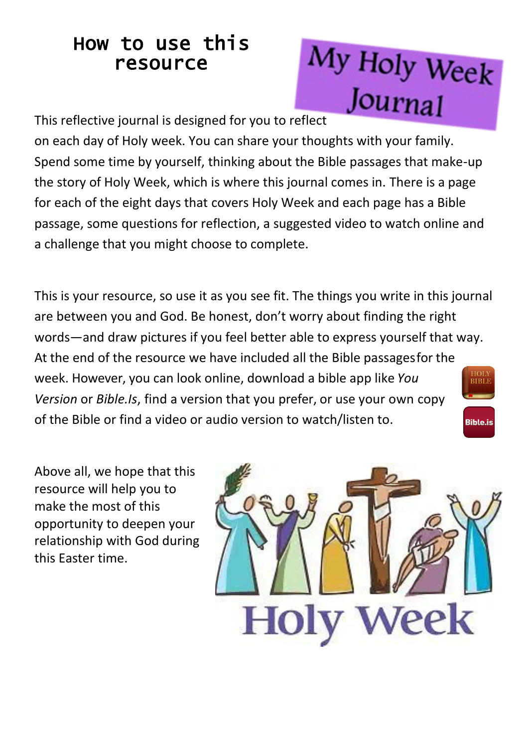# How to use this resource

## My Holy Week Journal

This reflective journal is designed for you to reflect on each day of Holy week. You can share your thoughts with your family. Spend some time by yourself, thinking about the Bible passages that make-up the story of Holy Week, which is where this journal comes in. There is a page for each of the eight days that covers Holy Week and each page has a Bible passage, some questions for reflection, a suggested video to watch online and a challenge that you might choose to complete.

This is your resource, so use it as you see fit. The things you write in this journal are between you and God. Be honest, don't worry about finding the right words—and draw pictures if you feel better able to express yourself that way. At the end of the resource we have included all the Bible passages for the week. However, you can look online, download a bible app like *You Version* or *Bible.Is*, find a version that you prefer, or use your own copy of the Bible or find a video or audio version to watch/listen to.

Above all, we hope that this resource will help you to make the most of this opportunity to deepen your relationship with God during this Easter time.

Holy Week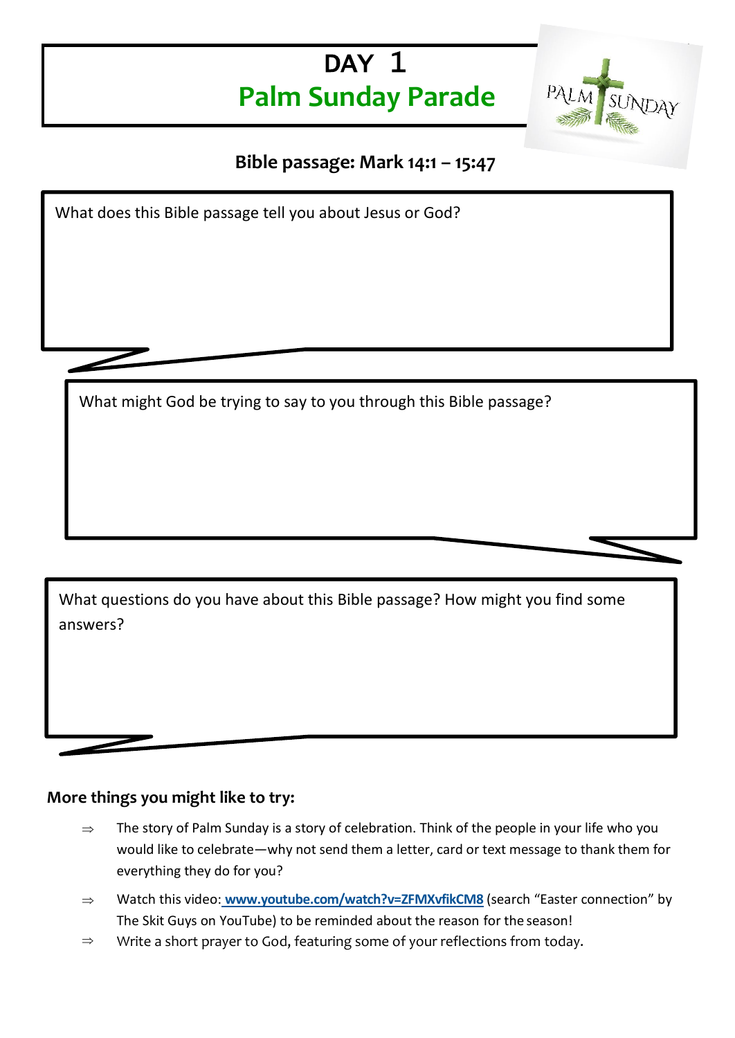# DAY 1

## Palm Sunday Parade

**Bible passage: Mark 14:1 – 15:47**

What does this Bible passage tell you about Jesus or God?

What might God be trying to say to you through this Bible passage?

What questions do you have about this Bible passage? How might you find some answers?

### More things you might like to try:

- ⇒ The story of Palm Sunday is a story of celebration. Think of the people in your life who you would like to celebrate—why not send them a letter, card or text message to thank them for everything they do for you?
- ⇒ Watch this video: **www.youtube.com/watch?v=ZFMXvfikCM8** (search "Easter connection" by The Skit Guys on YouTube) to be reminded about the reason for the season!
- ⇒ Write a short prayer to God, featuring some of your reflections from today.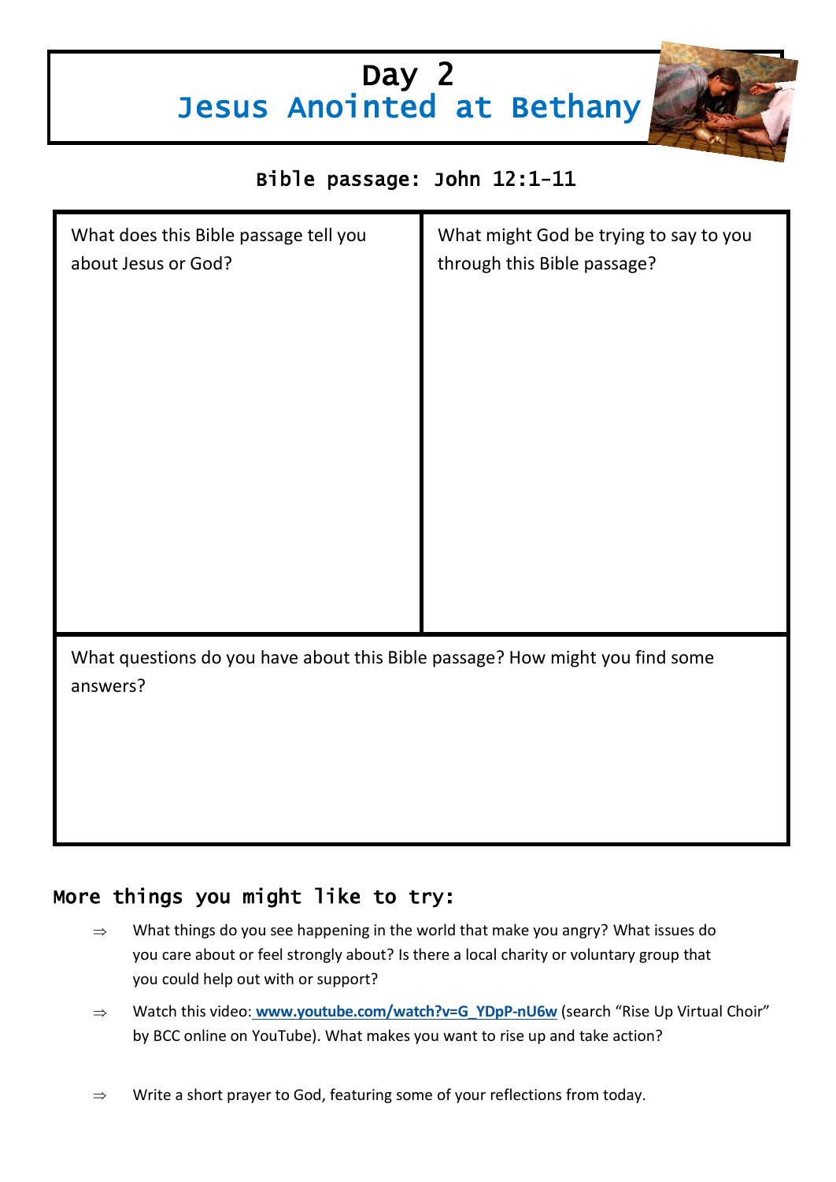# Day 2
## Jesus Anointed at Bethany

**Bible passage: John 12:1-11**

| What does this Bible passage tell you about Jesus or God? | What might God be trying to say to you through this Bible passage? |
| --- | --- |
| | |

What questions do you have about this Bible passage? How might you find some answers?

## More things you might like to try:

- ⇒ What things do you see happening in the world that make you angry? What issues do you care about or feel strongly about? Is there a local charity or voluntary group that you could help out with or support?
- ⇒ Watch this video: **www.youtube.com/watch?v=G_YDpP-nU6w** (search "Rise Up Virtual Choir" by BCC online on YouTube). What makes you want to rise up and take action?
- ⇒ Write a short prayer to God, featuring some of your reflections from today.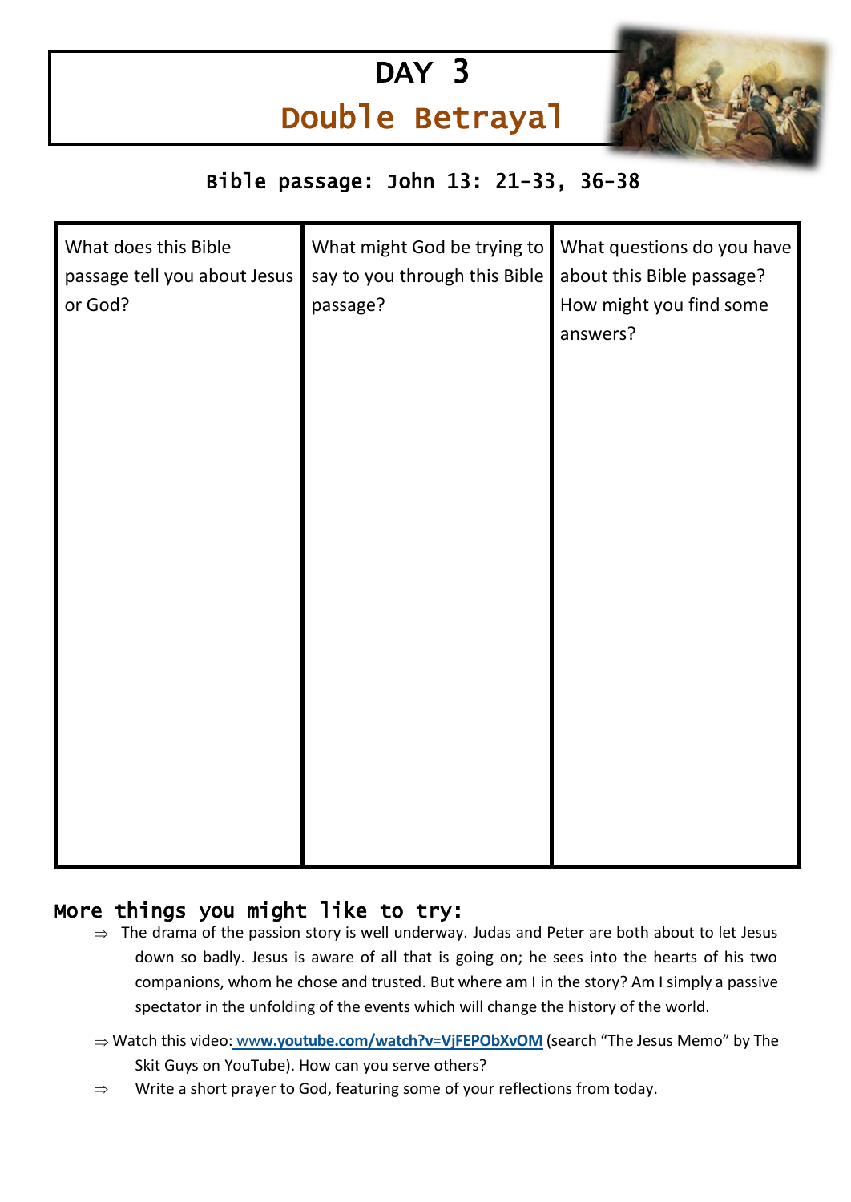# DAY 3

## Double Betrayal

**Bible passage: John 13: 21-33, 36-38**

| What does this Bible passage tell you about Jesus or God? | What might God be trying to say to you through this Bible passage? | What questions do you have about this Bible passage? How might you find some answers? |
| --- | --- | --- |
| | | |

## More things you might like to try:

⇒ The drama of the passion story is well underway. Judas and Peter are both about to let Jesus down so badly. Jesus is aware of all that is going on; he sees into the hearts of his two companions, whom he chose and trusted. But where am I in the story? Am I simply a passive spectator in the unfolding of the events which will change the history of the world.

⇒ Watch this video: **www.youtube.com/watch?v=VjFEPObXvOM** (search "The Jesus Memo" by The Skit Guys on YouTube). How can you serve others?

⇒ Write a short prayer to God, featuring some of your reflections from today.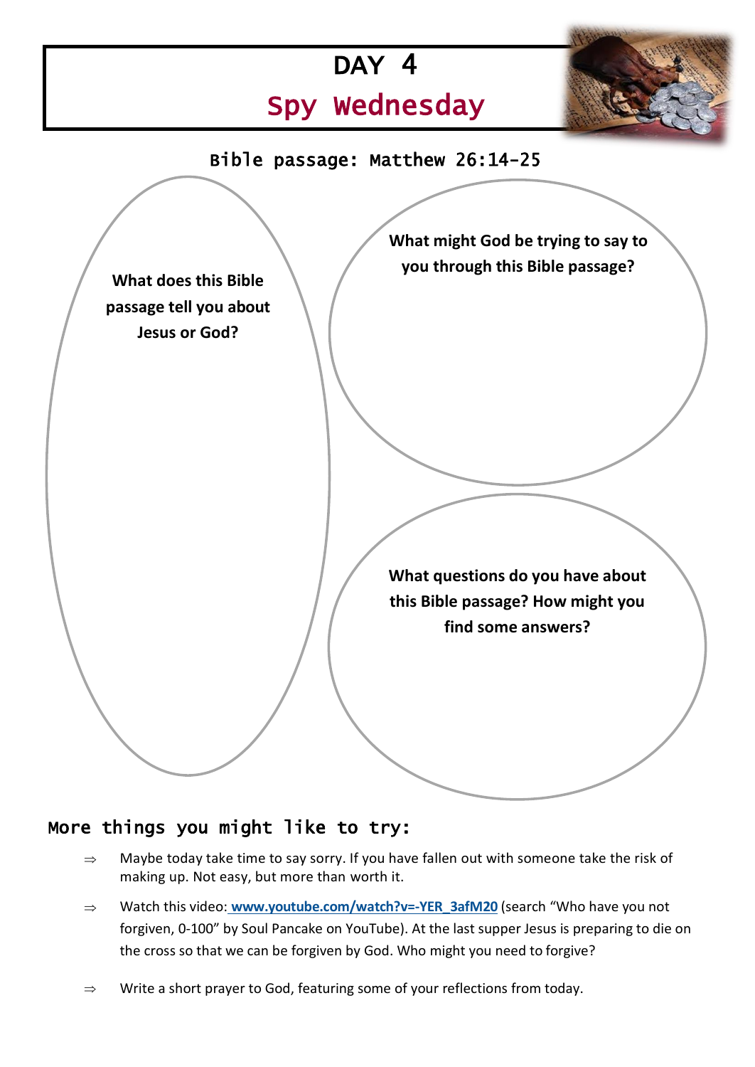# DAY 4

## Spy Wednesday

Bible passage: Matthew 26:14-25

**What does this Bible passage tell you about Jesus or God?**

**What might God be trying to say to you through this Bible passage?**

**What questions do you have about this Bible passage? How might you find some answers?**

## More things you might like to try:

- Maybe today take time to say sorry. If you have fallen out with someone take the risk of making up. Not easy, but more than worth it.
- Watch this video: [www.youtube.com/watch?v=-YER_3afM20](www.youtube.com/watch?v=-YER_3afM20) (search "Who have you not forgiven, 0-100" by Soul Pancake on YouTube). At the last supper Jesus is preparing to die on the cross so that we can be forgiven by God. Who might you need to forgive?
- Write a short prayer to God, featuring some of your reflections from today.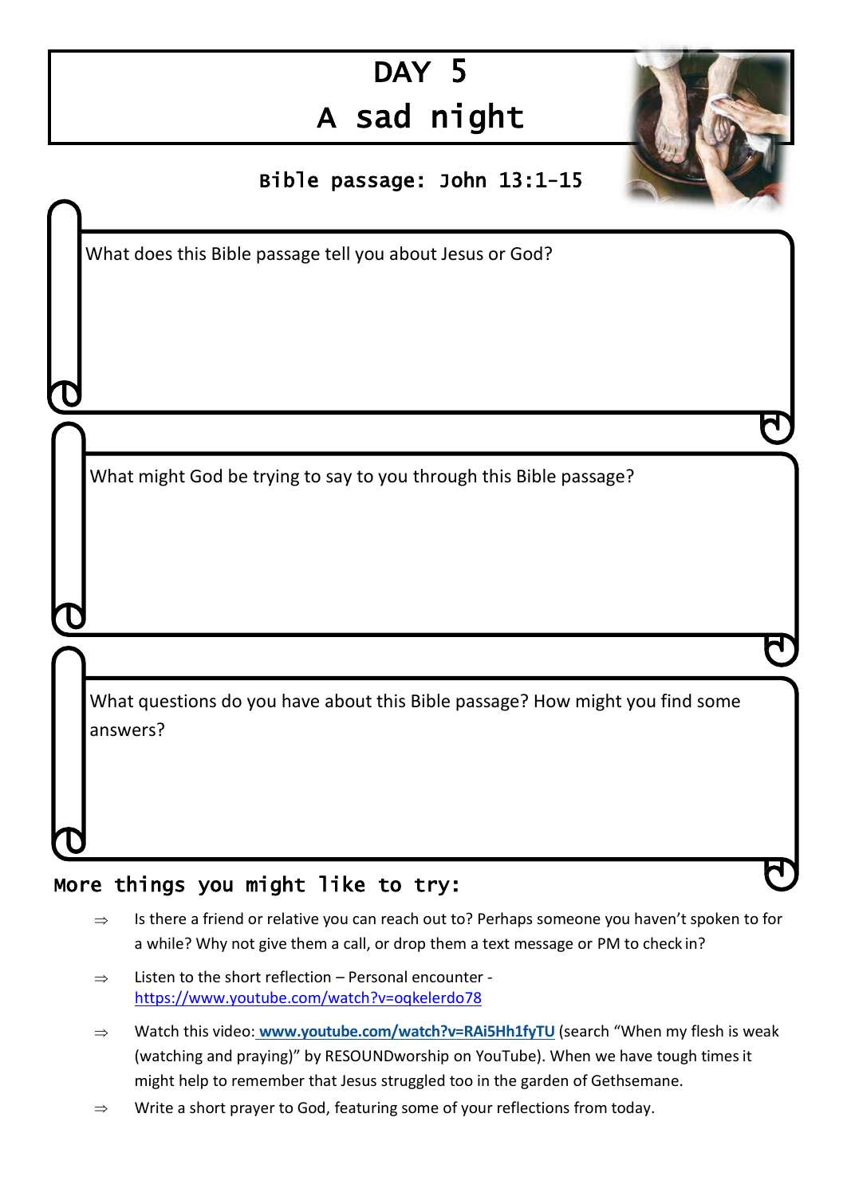# DAY 5

# A sad night

**Bible passage: John 13:1-15**

What does this Bible passage tell you about Jesus or God?

What might God be trying to say to you through this Bible passage?

What questions do you have about this Bible passage? How might you find some answers?

## More things you might like to try:

- Is there a friend or relative you can reach out to? Perhaps someone you haven't spoken to for a while? Why not give them a call, or drop them a text message or PM to check in?
- Listen to the short reflection – Personal encounter - https://www.youtube.com/watch?v=oqkelerdo78
- Watch this video: **www.youtube.com/watch?v=RAi5Hh1fyTU** (search "When my flesh is weak (watching and praying)" by RESOUNDworship on YouTube). When we have tough times it might help to remember that Jesus struggled too in the garden of Gethsemane.
- Write a short prayer to God, featuring some of your reflections from today.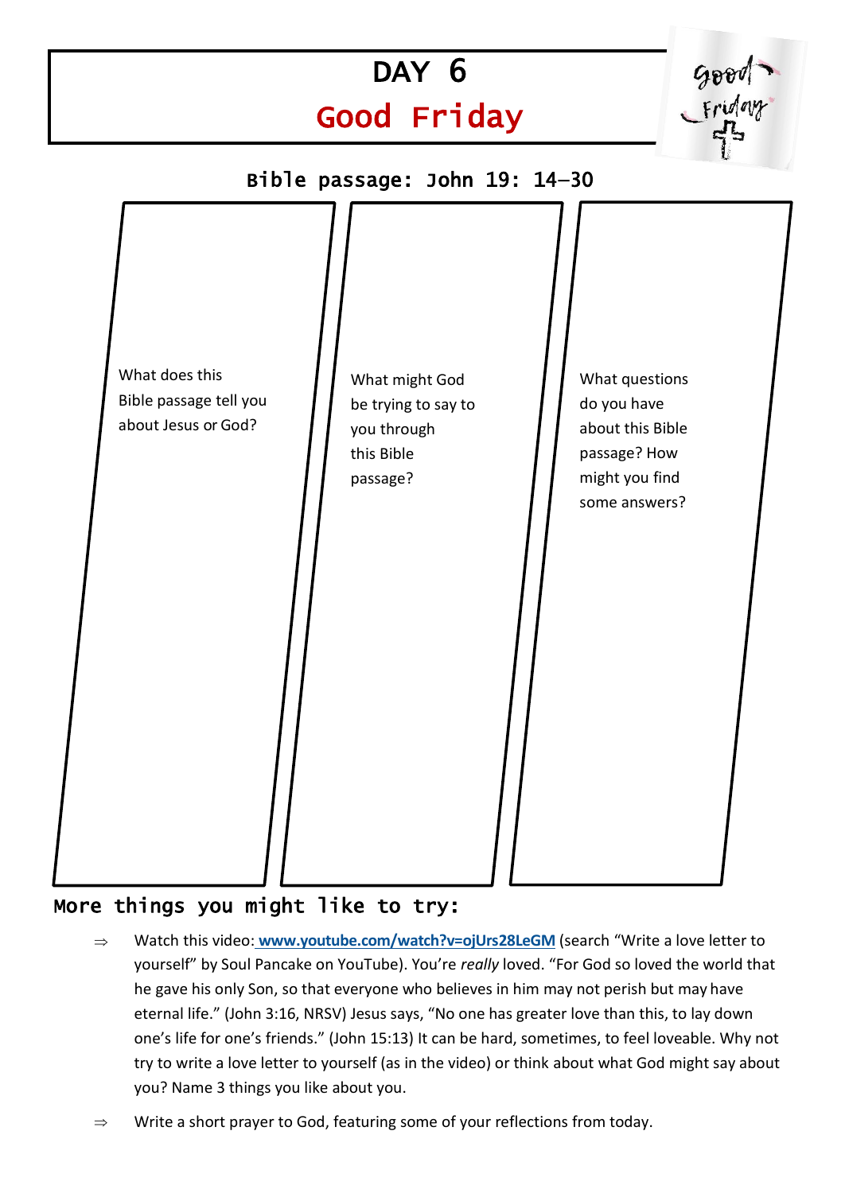# DAY 6

## Good Friday

### Bible passage: John 19: 14–30

| What does this Bible passage tell you about Jesus or God? | What might God be trying to say to you through this Bible passage? | What questions do you have about this Bible passage? How might you find some answers? |
|---|---|---|
| | | |

### More things you might like to try:

⇒ Watch this video: **www.youtube.com/watch?v=ojUrs28LeGM** (search "Write a love letter to yourself" by Soul Pancake on YouTube). You're *really* loved. "For God so loved the world that he gave his only Son, so that everyone who believes in him may not perish but may have eternal life." (John 3:16, NRSV) Jesus says, "No one has greater love than this, to lay down one's life for one's friends." (John 15:13) It can be hard, sometimes, to feel loveable. Why not try to write a love letter to yourself (as in the video) or think about what God might say about you? Name 3 things you like about you.

⇒ Write a short prayer to God, featuring some of your reflections from today.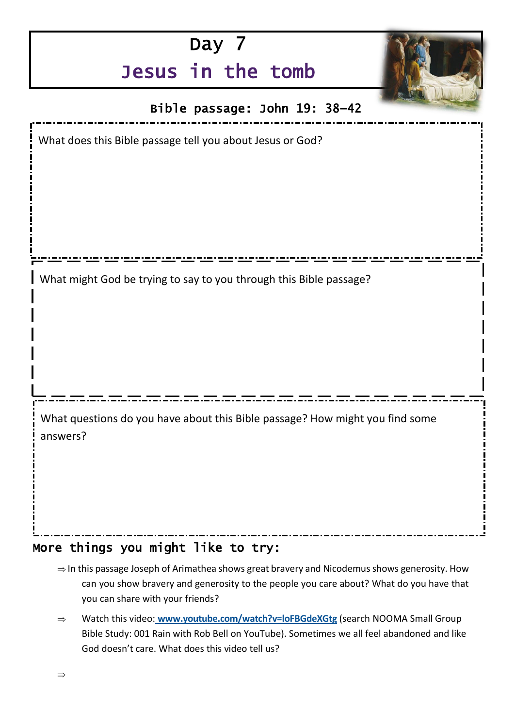# Day 7

## Jesus in the tomb

**Bible passage: John 19: 38–42**

What does this Bible passage tell you about Jesus or God?

What might God be trying to say to you through this Bible passage?

What questions do you have about this Bible passage? How might you find some answers?

### More things you might like to try:

⇒ In this passage Joseph of Arimathea shows great bravery and Nicodemus shows generosity. How can you show bravery and generosity to the people you care about? What do you have that you can share with your friends?

⇒ Watch this video: [www.youtube.com/watch?v=loFBGdeXGtg](http://www.youtube.com/watch?v=loFBGdeXGtg) (search NOOMA Small Group Bible Study: 001 Rain with Rob Bell on YouTube). Sometimes we all feel abandoned and like God doesn't care. What does this video tell us?

⇒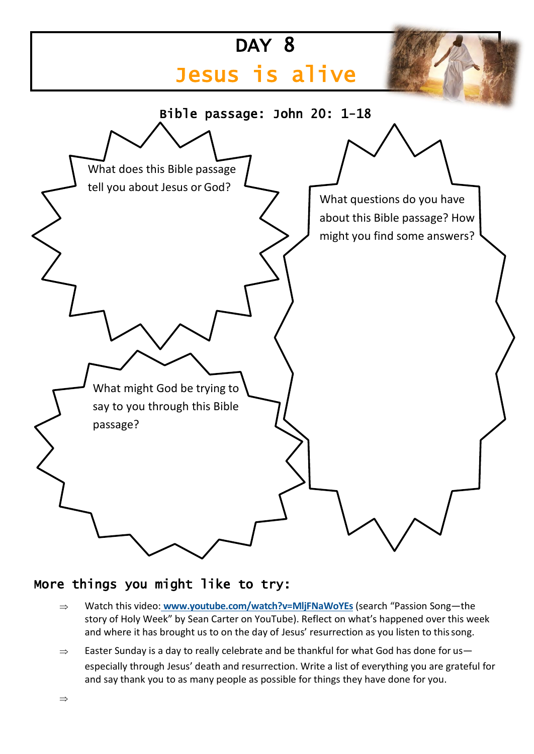# DAY 8

## Jesus is alive

**Bible passage: John 20: 1-18**

What does this Bible passage tell you about Jesus or God?

What questions do you have about this Bible passage? How might you find some answers?

What might God be trying to say to you through this Bible passage?

### More things you might like to try:

- ⇒ Watch this video: [www.youtube.com/watch?v=MljFNaWoYEs](www.youtube.com/watch?v=MljFNaWoYEs) (search "Passion Song—the story of Holy Week" by Sean Carter on YouTube). Reflect on what's happened over this week and where it has brought us to on the day of Jesus' resurrection as you listen to this song.
- ⇒ Easter Sunday is a day to really celebrate and be thankful for what God has done for us—especially through Jesus' death and resurrection. Write a list of everything you are grateful for and say thank you to as many people as possible for things they have done for you.
- ⇒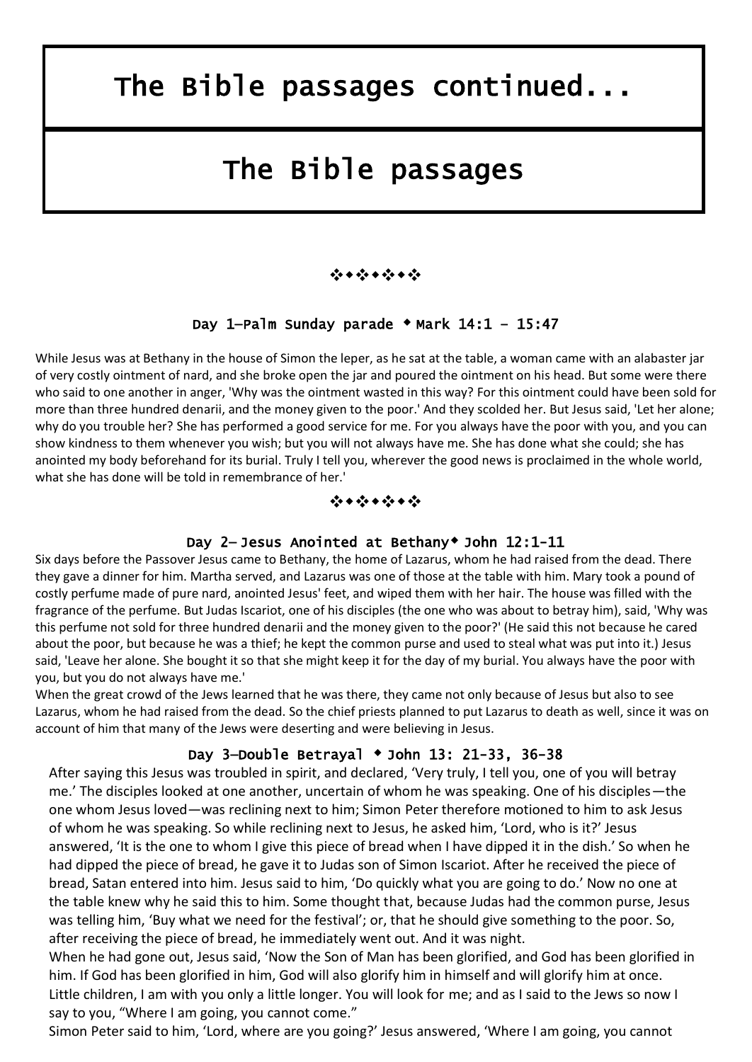# The Bible passages continued...

# The Bible passages

❖◆❖◆❖◆❖

### Day 1—Palm Sunday parade ◆ Mark 14:1 – 15:47

While Jesus was at Bethany in the house of Simon the leper, as he sat at the table, a woman came with an alabaster jar of very costly ointment of nard, and she broke open the jar and poured the ointment on his head. But some were there who said to one another in anger, 'Why was the ointment wasted in this way? For this ointment could have been sold for more than three hundred denarii, and the money given to the poor.' And they scolded her. But Jesus said, 'Let her alone; why do you trouble her? She has performed a good service for me. For you always have the poor with you, and you can show kindness to them whenever you wish; but you will not always have me. She has done what she could; she has anointed my body beforehand for its burial. Truly I tell you, wherever the good news is proclaimed in the whole world, what she has done will be told in remembrance of her.'

❖◆❖◆❖◆❖

### Day 2— Jesus Anointed at Bethany◆ John 12:1-11

Six days before the Passover Jesus came to Bethany, the home of Lazarus, whom he had raised from the dead. There they gave a dinner for him. Martha served, and Lazarus was one of those at the table with him. Mary took a pound of costly perfume made of pure nard, anointed Jesus' feet, and wiped them with her hair. The house was filled with the fragrance of the perfume. But Judas Iscariot, one of his disciples (the one who was about to betray him), said, 'Why was this perfume not sold for three hundred denarii and the money given to the poor?' (He said this not because he cared about the poor, but because he was a thief; he kept the common purse and used to steal what was put into it.) Jesus said, 'Leave her alone. She bought it so that she might keep it for the day of my burial. You always have the poor with you, but you do not always have me.'

When the great crowd of the Jews learned that he was there, they came not only because of Jesus but also to see Lazarus, whom he had raised from the dead. So the chief priests planned to put Lazarus to death as well, since it was on account of him that many of the Jews were deserting and were believing in Jesus.

### Day 3—Double Betrayal ◆ John 13: 21-33, 36-38

After saying this Jesus was troubled in spirit, and declared, 'Very truly, I tell you, one of you will betray me.' The disciples looked at one another, uncertain of whom he was speaking. One of his disciples—the one whom Jesus loved—was reclining next to him; Simon Peter therefore motioned to him to ask Jesus of whom he was speaking. So while reclining next to Jesus, he asked him, 'Lord, who is it?' Jesus answered, 'It is the one to whom I give this piece of bread when I have dipped it in the dish.' So when he had dipped the piece of bread, he gave it to Judas son of Simon Iscariot. After he received the piece of bread, Satan entered into him. Jesus said to him, 'Do quickly what you are going to do.' Now no one at the table knew why he said this to him. Some thought that, because Judas had the common purse, Jesus was telling him, 'Buy what we need for the festival'; or, that he should give something to the poor. So, after receiving the piece of bread, he immediately went out. And it was night.

When he had gone out, Jesus said, 'Now the Son of Man has been glorified, and God has been glorified in him. If God has been glorified in him, God will also glorify him in himself and will glorify him at once. Little children, I am with you only a little longer. You will look for me; and as I said to the Jews so now I say to you, "Where I am going, you cannot come."

Simon Peter said to him, 'Lord, where are you going?' Jesus answered, 'Where I am going, you cannot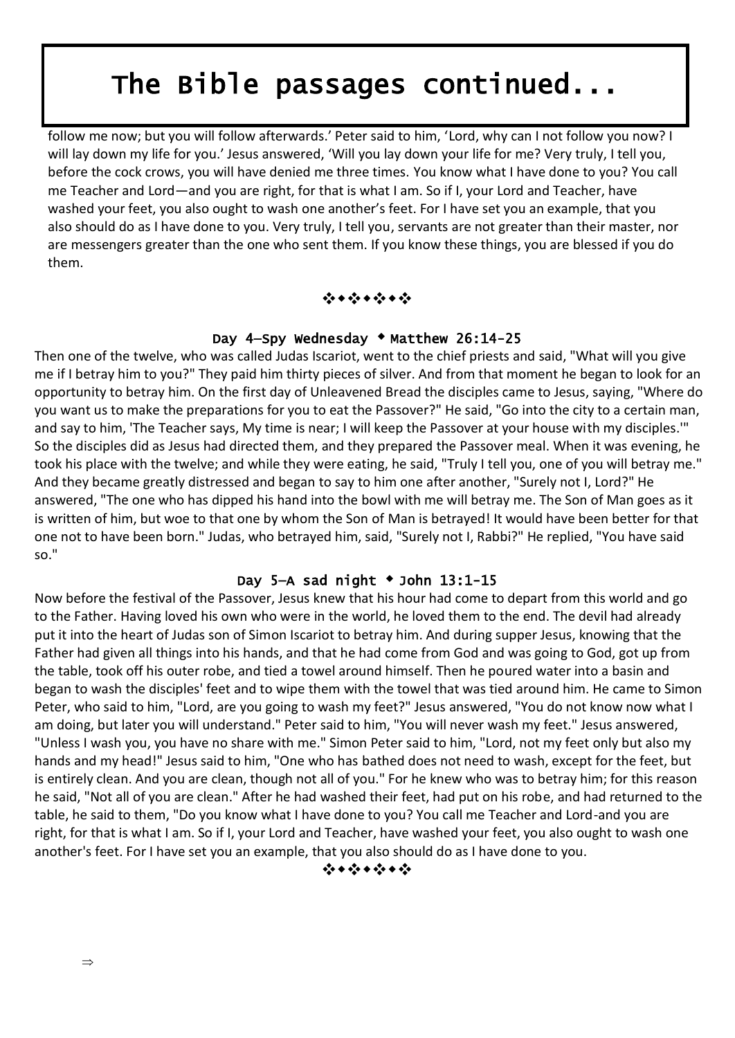# The Bible passages continued...

follow me now; but you will follow afterwards.' Peter said to him, 'Lord, why can I not follow you now? I will lay down my life for you.' Jesus answered, 'Will you lay down your life for me? Very truly, I tell you, before the cock crows, you will have denied me three times. You know what I have done to you? You call me Teacher and Lord—and you are right, for that is what I am. So if I, your Lord and Teacher, have washed your feet, you also ought to wash one another's feet. For I have set you an example, that you also should do as I have done to you. Very truly, I tell you, servants are not greater than their master, nor are messengers greater than the one who sent them. If you know these things, you are blessed if you do them.

❖◆❖◆❖◆❖

### Day 4—Spy Wednesday ◆ Matthew 26:14-25

Then one of the twelve, who was called Judas Iscariot, went to the chief priests and said, "What will you give me if I betray him to you?" They paid him thirty pieces of silver. And from that moment he began to look for an opportunity to betray him. On the first day of Unleavened Bread the disciples came to Jesus, saying, "Where do you want us to make the preparations for you to eat the Passover?" He said, "Go into the city to a certain man, and say to him, 'The Teacher says, My time is near; I will keep the Passover at your house with my disciples.'" So the disciples did as Jesus had directed them, and they prepared the Passover meal. When it was evening, he took his place with the twelve; and while they were eating, he said, "Truly I tell you, one of you will betray me." And they became greatly distressed and began to say to him one after another, "Surely not I, Lord?" He answered, "The one who has dipped his hand into the bowl with me will betray me. The Son of Man goes as it is written of him, but woe to that one by whom the Son of Man is betrayed! It would have been better for that one not to have been born." Judas, who betrayed him, said, "Surely not I, Rabbi?" He replied, "You have said so."

### Day 5—A sad night ◆ John 13:1-15

Now before the festival of the Passover, Jesus knew that his hour had come to depart from this world and go to the Father. Having loved his own who were in the world, he loved them to the end. The devil had already put it into the heart of Judas son of Simon Iscariot to betray him. And during supper Jesus, knowing that the Father had given all things into his hands, and that he had come from God and was going to God, got up from the table, took off his outer robe, and tied a towel around himself. Then he poured water into a basin and began to wash the disciples' feet and to wipe them with the towel that was tied around him. He came to Simon Peter, who said to him, "Lord, are you going to wash my feet?" Jesus answered, "You do not know now what I am doing, but later you will understand." Peter said to him, "You will never wash my feet." Jesus answered, "Unless I wash you, you have no share with me." Simon Peter said to him, "Lord, not my feet only but also my hands and my head!" Jesus said to him, "One who has bathed does not need to wash, except for the feet, but is entirely clean. And you are clean, though not all of you." For he knew who was to betray him; for this reason he said, "Not all of you are clean." After he had washed their feet, had put on his robe, and had returned to the table, he said to them, "Do you know what I have done to you? You call me Teacher and Lord-and you are right, for that is what I am. So if I, your Lord and Teacher, have washed your feet, you also ought to wash one another's feet. For I have set you an example, that you also should do as I have done to you.

❖◆❖◆❖◆❖

⇒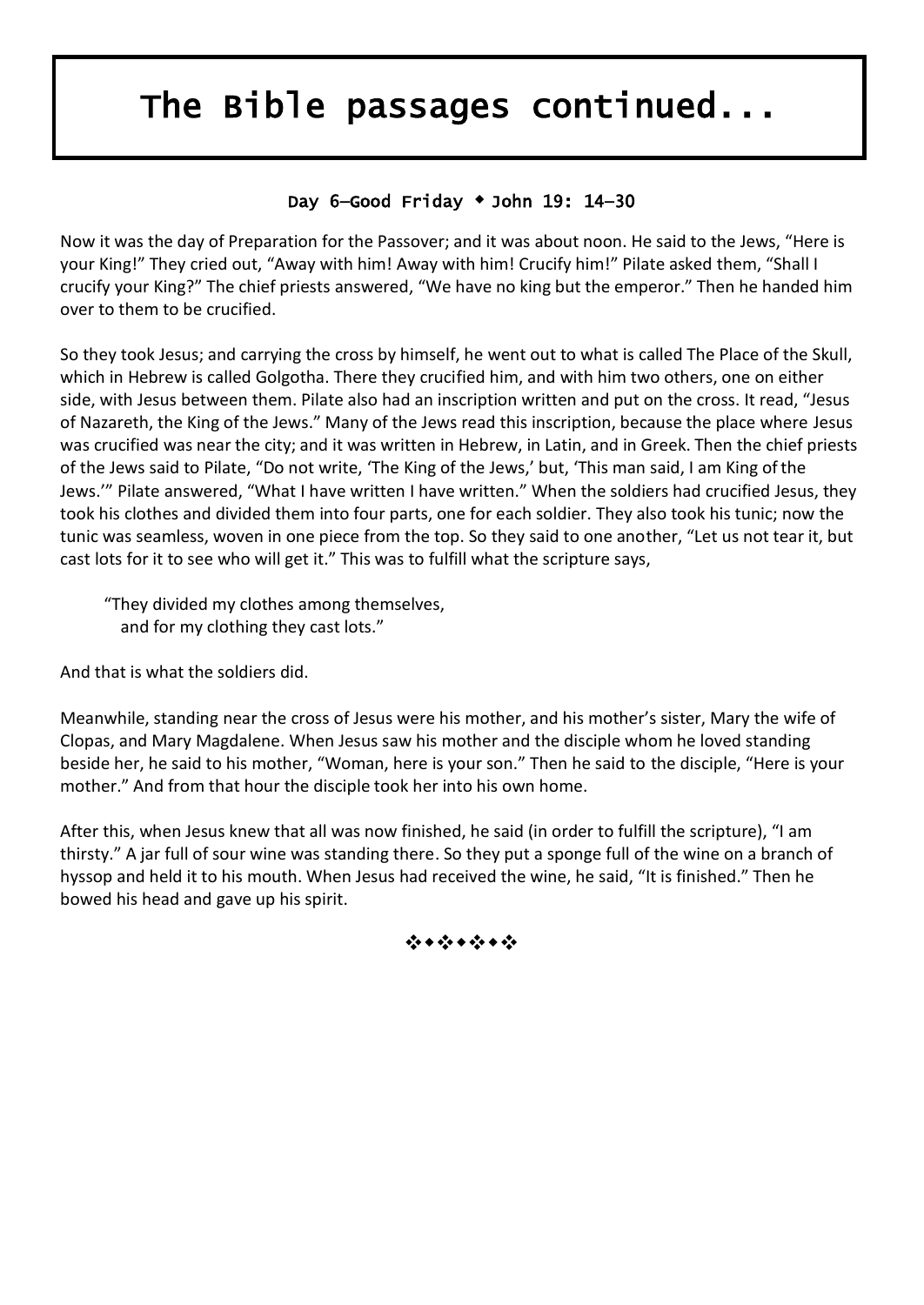# The Bible passages continued...

### Day 6—Good Friday ◆ John 19: 14–30

Now it was the day of Preparation for the Passover; and it was about noon. He said to the Jews, "Here is your King!" They cried out, "Away with him! Away with him! Crucify him!" Pilate asked them, "Shall I crucify your King?" The chief priests answered, "We have no king but the emperor." Then he handed him over to them to be crucified.

So they took Jesus; and carrying the cross by himself, he went out to what is called The Place of the Skull, which in Hebrew is called Golgotha. There they crucified him, and with him two others, one on either side, with Jesus between them. Pilate also had an inscription written and put on the cross. It read, "Jesus of Nazareth, the King of the Jews." Many of the Jews read this inscription, because the place where Jesus was crucified was near the city; and it was written in Hebrew, in Latin, and in Greek. Then the chief priests of the Jews said to Pilate, "Do not write, 'The King of the Jews,' but, 'This man said, I am King of the Jews.'" Pilate answered, "What I have written I have written." When the soldiers had crucified Jesus, they took his clothes and divided them into four parts, one for each soldier. They also took his tunic; now the tunic was seamless, woven in one piece from the top. So they said to one another, "Let us not tear it, but cast lots for it to see who will get it." This was to fulfill what the scripture says,

> "They divided my clothes among themselves,
> and for my clothing they cast lots."

And that is what the soldiers did.

Meanwhile, standing near the cross of Jesus were his mother, and his mother's sister, Mary the wife of Clopas, and Mary Magdalene. When Jesus saw his mother and the disciple whom he loved standing beside her, he said to his mother, "Woman, here is your son." Then he said to the disciple, "Here is your mother." And from that hour the disciple took her into his own home.

After this, when Jesus knew that all was now finished, he said (in order to fulfill the scripture), "I am thirsty." A jar full of sour wine was standing there. So they put a sponge full of the wine on a branch of hyssop and held it to his mouth. When Jesus had received the wine, he said, "It is finished." Then he bowed his head and gave up his spirit.

❖◆❖◆❖◆❖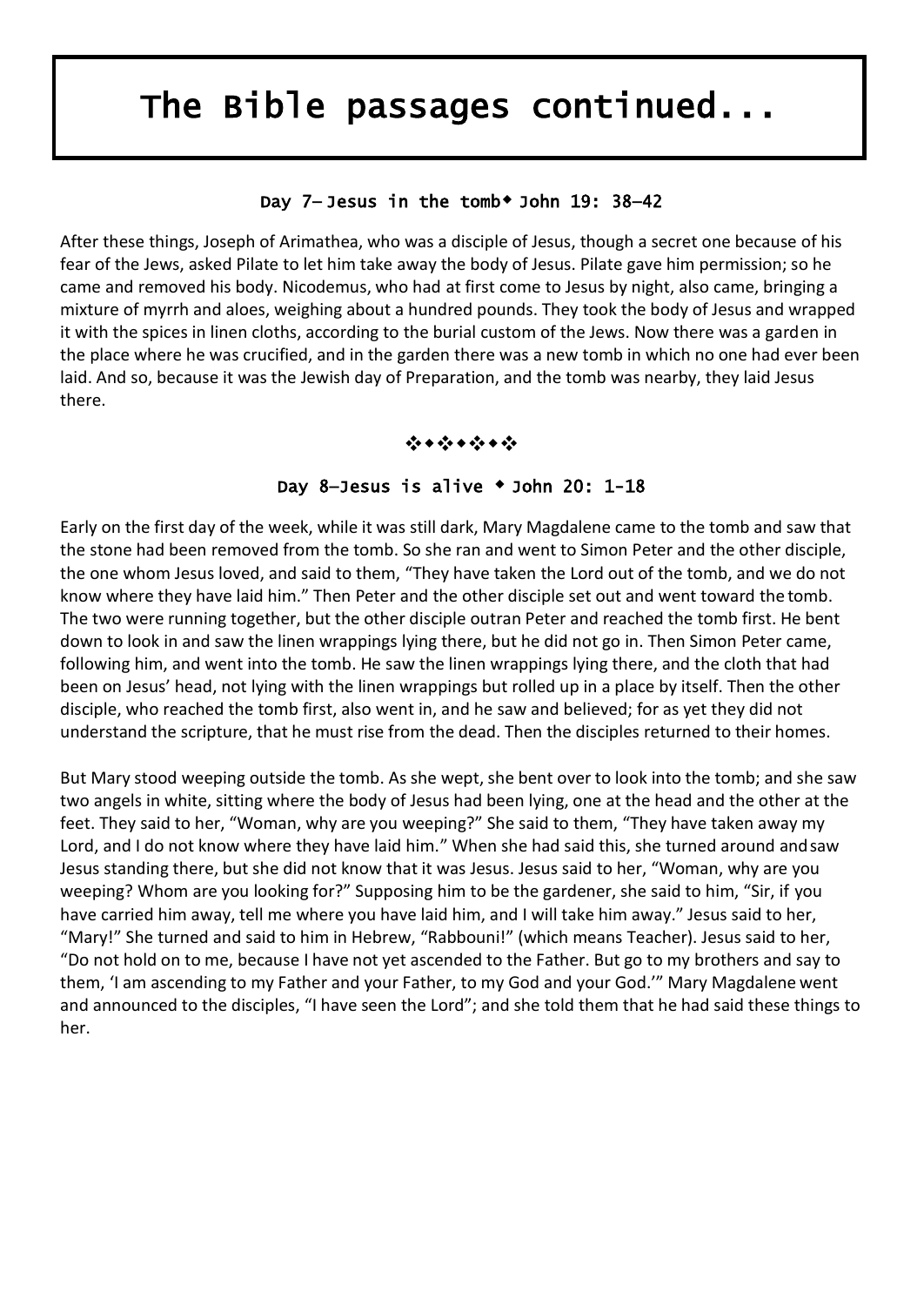# The Bible passages continued...

### Day 7– Jesus in the tomb◆ John 19: 38–42

After these things, Joseph of Arimathea, who was a disciple of Jesus, though a secret one because of his fear of the Jews, asked Pilate to let him take away the body of Jesus. Pilate gave him permission; so he came and removed his body. Nicodemus, who had at first come to Jesus by night, also came, bringing a mixture of myrrh and aloes, weighing about a hundred pounds. They took the body of Jesus and wrapped it with the spices in linen cloths, according to the burial custom of the Jews. Now there was a garden in the place where he was crucified, and in the garden there was a new tomb in which no one had ever been laid. And so, because it was the Jewish day of Preparation, and the tomb was nearby, they laid Jesus there.

❖◆❖◆❖◆❖

### Day 8–Jesus is alive ◆ John 20: 1-18

Early on the first day of the week, while it was still dark, Mary Magdalene came to the tomb and saw that the stone had been removed from the tomb. So she ran and went to Simon Peter and the other disciple, the one whom Jesus loved, and said to them, “They have taken the Lord out of the tomb, and we do not know where they have laid him.” Then Peter and the other disciple set out and went toward the tomb. The two were running together, but the other disciple outran Peter and reached the tomb first. He bent down to look in and saw the linen wrappings lying there, but he did not go in. Then Simon Peter came, following him, and went into the tomb. He saw the linen wrappings lying there, and the cloth that had been on Jesus’ head, not lying with the linen wrappings but rolled up in a place by itself. Then the other disciple, who reached the tomb first, also went in, and he saw and believed; for as yet they did not understand the scripture, that he must rise from the dead. Then the disciples returned to their homes.

But Mary stood weeping outside the tomb. As she wept, she bent over to look into the tomb; and she saw two angels in white, sitting where the body of Jesus had been lying, one at the head and the other at the feet. They said to her, “Woman, why are you weeping?” She said to them, “They have taken away my Lord, and I do not know where they have laid him.” When she had said this, she turned around and saw Jesus standing there, but she did not know that it was Jesus. Jesus said to her, “Woman, why are you weeping? Whom are you looking for?” Supposing him to be the gardener, she said to him, “Sir, if you have carried him away, tell me where you have laid him, and I will take him away.” Jesus said to her, “Mary!” She turned and said to him in Hebrew, “Rabbouni!” (which means Teacher). Jesus said to her, “Do not hold on to me, because I have not yet ascended to the Father. But go to my brothers and say to them, ‘I am ascending to my Father and your Father, to my God and your God.’” Mary Magdalene went and announced to the disciples, “I have seen the Lord”; and she told them that he had said these things to her.